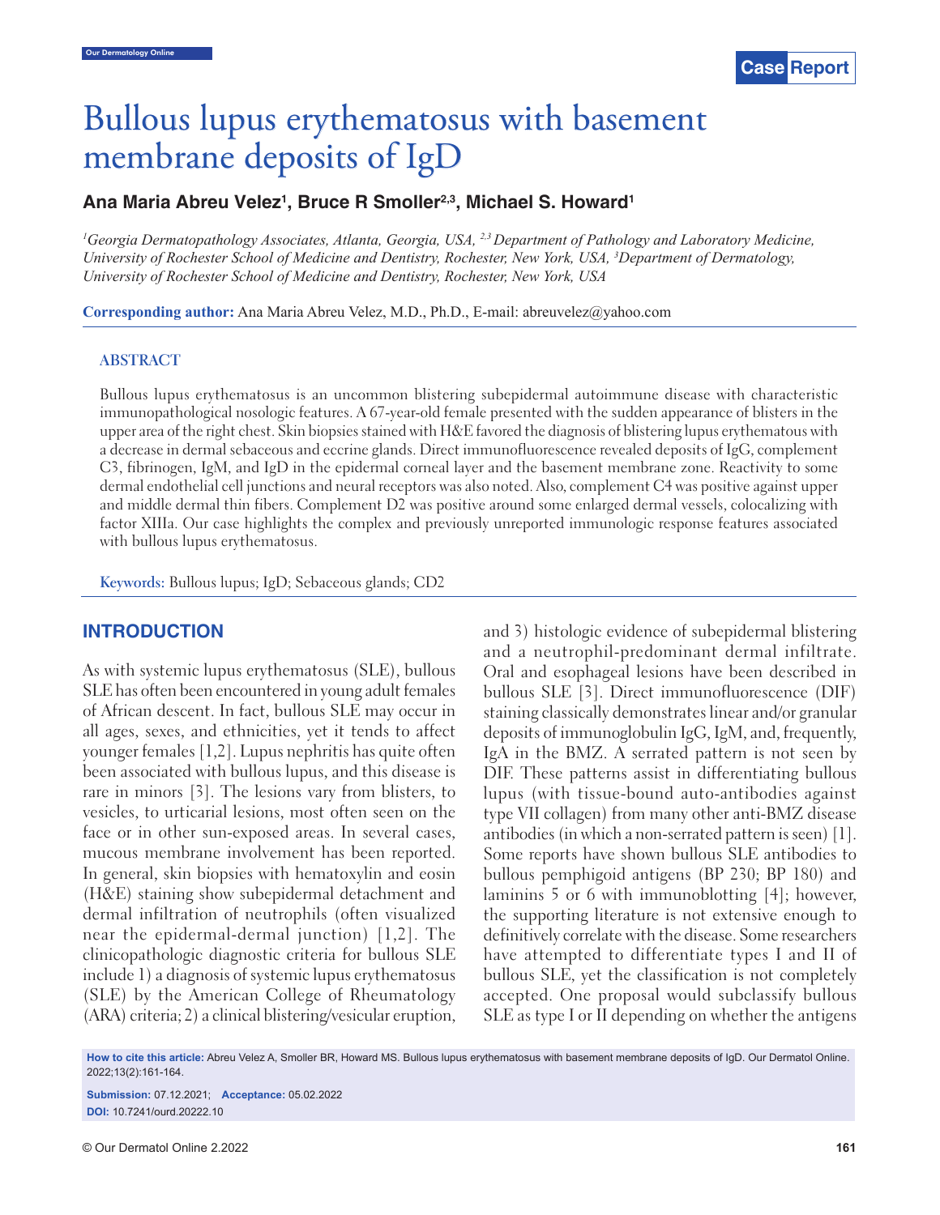# Bullous lupus erythematosus with basement membrane deposits of IgD

**Ana Maria Abreu Velez[1], Bruce R Smoller[2,3], Michael S. Howard[1]**

*[1]Georgia Dermatopathology Associates, Atlanta, Georgia, USA, [2,3]Department of Pathology and Laboratory Medicine, University of Rochester School of Medicine and Dentistry, Rochester, New York, USA, [3]Department of Dermatology, University of Rochester School of Medicine and Dentistry, Rochester, New York, USA*

**Corresponding author:** Ana Maria Abreu Velez, M.D., Ph.D., E-mail: abreuvelez@yahoo.com

## ABSTRACT

Bullous lupus erythematosus is an uncommon blistering subepidermal autoimmune disease with characteristic immunopathological nosologic features. A 67-year-old female presented with the sudden appearance of blisters in the upper area of the right chest. Skin biopsies stained with H&E favored the diagnosis of blistering lupus erythematous with a decrease in dermal sebaceous and eccrine glands. Direct immunofluorescence revealed deposits of IgG, complement C3, fibrinogen, IgM, and IgD in the epidermal corneal layer and the basement membrane zone. Reactivity to some dermal endothelial cell junctions and neural receptors was also noted. Also, complement C4 was positive against upper and middle dermal thin fibers. Complement D2 was positive around some enlarged dermal vessels, colocalizing with factor XIIIa. Our case highlights the complex and previously unreported immunologic response features associated with bullous lupus erythematosus.

**Keywords:** Bullous lupus; IgD; Sebaceous glands; CD2

## INTRODUCTION

As with systemic lupus erythematosus (SLE), bullous SLE has often been encountered in young adult females of African descent. In fact, bullous SLE may occur in all ages, sexes, and ethnicities, yet it tends to affect younger females [1,2]. Lupus nephritis has quite often been associated with bullous lupus, and this disease is rare in minors [3]. The lesions vary from blisters, to vesicles, to urticarial lesions, most often seen on the face or in other sun-exposed areas. In several cases, mucous membrane involvement has been reported. In general, skin biopsies with hematoxylin and eosin (H&E) staining show subepidermal detachment and dermal infiltration of neutrophils (often visualized near the epidermal-dermal junction) [1,2]. The clinicopathologic diagnostic criteria for bullous SLE include 1) a diagnosis of systemic lupus erythematosus (SLE) by the American College of Rheumatology (ARA) criteria; 2) a clinical blistering/vesicular eruption, and 3) histologic evidence of subepidermal blistering and a neutrophil-predominant dermal infiltrate. Oral and esophageal lesions have been described in bullous SLE [3]. Direct immunofluorescence (DIF) staining classically demonstrates linear and/or granular deposits of immunoglobulin IgG, IgM, and, frequently, IgA in the BMZ. A serrated pattern is not seen by DIF. These patterns assist in differentiating bullous lupus (with tissue-bound auto-antibodies against type VII collagen) from many other anti-BMZ disease antibodies (in which a non-serrated pattern is seen) [1]. Some reports have shown bullous SLE antibodies to bullous pemphigoid antigens (BP 230; BP 180) and laminins 5 or 6 with immunoblotting [4]; however, the supporting literature is not extensive enough to definitively correlate with the disease. Some researchers have attempted to differentiate types I and II of bullous SLE, yet the classification is not completely accepted. One proposal would subclassify bullous SLE as type I or II depending on whether the antigens

**How to cite this article:** Abreu Velez A, Smoller BR, Howard MS. Bullous lupus erythematosus with basement membrane deposits of IgD. Our Dermatol Online. 2022;13(2):161-164.

**Submission:** 07.12.2021; **Acceptance:** 05.02.2022

**DOI:** 10.7241/ourd.20222.10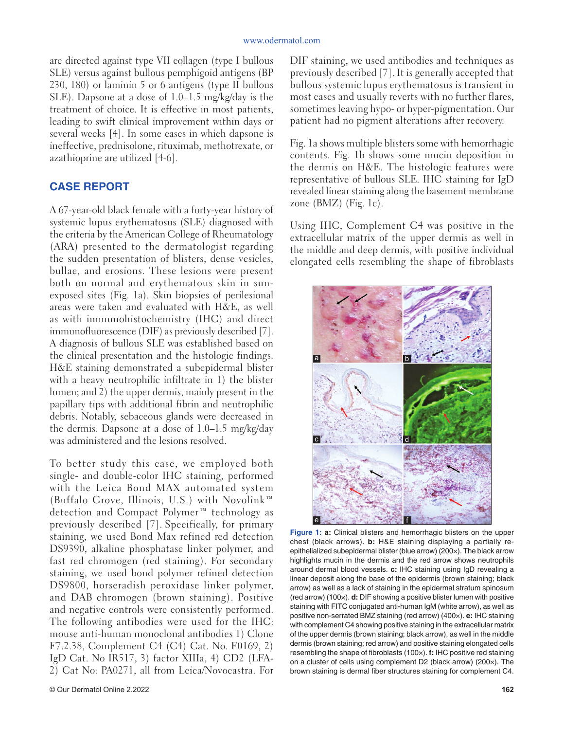are directed against type VII collagen (type I bullous SLE) versus against bullous pemphigoid antigens (BP 230, 180) or laminin 5 or 6 antigens (type II bullous SLE). Dapsone at a dose of 1.0–1.5 mg/kg/day is the treatment of choice. It is effective in most patients, leading to swift clinical improvement within days or several weeks [4]. In some cases in which dapsone is ineffective, prednisolone, rituximab, methotrexate, or azathioprine are utilized [4-6].

## CASE REPORT

A 67-year-old black female with a forty-year history of systemic lupus erythematosus (SLE) diagnosed with the criteria by the American College of Rheumatology (ARA) presented to the dermatologist regarding the sudden presentation of blisters, dense vesicles, bullae, and erosions. These lesions were present both on normal and erythematous skin in sun-exposed sites (Fig. 1a). Skin biopsies of perilesional areas were taken and evaluated with H&E, as well as with immunohistochemistry (IHC) and direct immunofluorescence (DIF) as previously described [7]. A diagnosis of bullous SLE was established based on the clinical presentation and the histologic findings. H&E staining demonstrated a subepidermal blister with a heavy neutrophilic infiltrate in 1) the blister lumen; and 2) the upper dermis, mainly present in the papillary tips with additional fibrin and neutrophilic debris. Notably, sebaceous glands were decreased in the dermis. Dapsone at a dose of 1.0–1.5 mg/kg/day was administered and the lesions resolved.

To better study this case, we employed both single- and double-color IHC staining, performed with the Leica Bond MAX automated system (Buffalo Grove, Illinois, U.S.) with Novolink™ detection and Compact Polymer™ technology as previously described [7]. Specifically, for primary staining, we used Bond Max refined red detection DS9390, alkaline phosphatase linker polymer, and fast red chromogen (red staining). For secondary staining, we used bond polymer refined detection DS9800, horseradish peroxidase linker polymer, and DAB chromogen (brown staining). Positive and negative controls were consistently performed. The following antibodies were used for the IHC: mouse anti-human monoclonal antibodies 1) Clone F7.2.38, Complement C4 (C4) Cat. No. F0169, 2) IgD Cat. No IR517, 3) factor XIIIa, 4) CD2 (LFA-2) Cat No: PA0271, all from Leica/Novocastra. For DIF staining, we used antibodies and techniques as previously described [7]. It is generally accepted that bullous systemic lupus erythematosus is transient in most cases and usually reverts with no further flares, sometimes leaving hypo- or hyper-pigmentation. Our patient had no pigment alterations after recovery.

Fig. 1a shows multiple blisters some with hemorrhagic contents. Fig. 1b shows some mucin deposition in the dermis on H&E. The histologic features were representative of bullous SLE. IHC staining for IgD revealed linear staining along the basement membrane zone (BMZ) (Fig. 1c).

Using IHC, Complement C4 was positive in the extracellular matrix of the upper dermis as well in the middle and deep dermis, with positive individual elongated cells resembling the shape of fibroblasts

**Figure 1: a:** Clinical blisters and hemorrhagic blisters on the upper chest (black arrows). **b:** H&E staining displaying a partially re-epithelialized subepidermal blister (blue arrow) (200×). The black arrow highlights mucin in the dermis and the red arrow shows neutrophils around dermal blood vessels. **c:** IHC staining using IgD revealing a linear deposit along the base of the epidermis (brown staining; black arrow) as well as a lack of staining in the epidermal stratum spinosum (red arrow) (100×). **d:** DIF showing a positive blister lumen with positive staining with FITC conjugated anti-human IgM (white arrow), as well as positive non-serrated BMZ staining (red arrow) (400×). **e:** IHC staining with complement C4 showing positive staining in the extracellular matrix of the upper dermis (brown staining; black arrow), as well in the middle dermis (brown staining; red arrow) and positive staining elongated cells resembling the shape of fibroblasts (100×). **f:** IHC positive red staining on a cluster of cells using complement D2 (black arrow) (200×). The brown staining is dermal fiber structures staining for complement C4.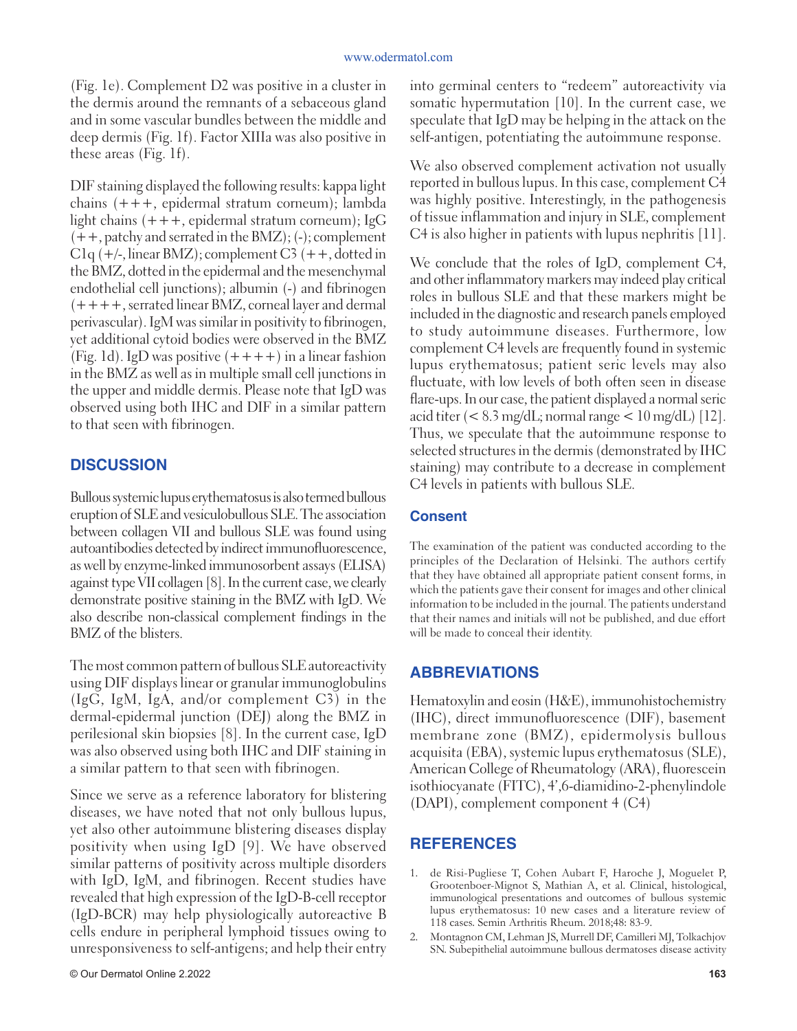(Fig. 1e). Complement D2 was positive in a cluster in the dermis around the remnants of a sebaceous gland and in some vascular bundles between the middle and deep dermis (Fig. 1f). Factor XIIIa was also positive in these areas (Fig. 1f).

DIF staining displayed the following results: kappa light chains (+++, epidermal stratum corneum); lambda light chains (+++, epidermal stratum corneum); IgG (++, patchy and serrated in the BMZ); (-); complement C1q (+/-, linear BMZ); complement C3 (++, dotted in the BMZ, dotted in the epidermal and the mesenchymal endothelial cell junctions); albumin (-) and fibrinogen (++++, serrated linear BMZ, corneal layer and dermal perivascular). IgM was similar in positivity to fibrinogen, yet additional cytoid bodies were observed in the BMZ (Fig. 1d). IgD was positive (++++) in a linear fashion in the BMZ as well as in multiple small cell junctions in the upper and middle dermis. Please note that IgD was observed using both IHC and DIF in a similar pattern to that seen with fibrinogen.

## DISCUSSION

Bullous systemic lupus erythematosus is also termed bullous eruption of SLE and vesiculobullous SLE. The association between collagen VII and bullous SLE was found using autoantibodies detected by indirect immunofluorescence, as well by enzyme-linked immunosorbent assays (ELISA) against type VII collagen [8]. In the current case, we clearly demonstrate positive staining in the BMZ with IgD. We also describe non-classical complement findings in the BMZ of the blisters.

The most common pattern of bullous SLE autoreactivity using DIF displays linear or granular immunoglobulins (IgG, IgM, IgA, and/or complement C3) in the dermal-epidermal junction (DEJ) along the BMZ in perilesional skin biopsies [8]. In the current case, IgD was also observed using both IHC and DIF staining in a similar pattern to that seen with fibrinogen.

Since we serve as a reference laboratory for blistering diseases, we have noted that not only bullous lupus, yet also other autoimmune blistering diseases display positivity when using IgD [9]. We have observed similar patterns of positivity across multiple disorders with IgD, IgM, and fibrinogen. Recent studies have revealed that high expression of the IgD-B-cell receptor (IgD-BCR) may help physiologically autoreactive B cells endure in peripheral lymphoid tissues owing to unresponsiveness to self-antigens; and help their entry into germinal centers to "redeem" autoreactivity via somatic hypermutation [10]. In the current case, we speculate that IgD may be helping in the attack on the self-antigen, potentiating the autoimmune response.

We also observed complement activation not usually reported in bullous lupus. In this case, complement C4 was highly positive. Interestingly, in the pathogenesis of tissue inflammation and injury in SLE, complement C4 is also higher in patients with lupus nephritis [11].

We conclude that the roles of IgD, complement C4, and other inflammatory markers may indeed play critical roles in bullous SLE and that these markers might be included in the diagnostic and research panels employed to study autoimmune diseases. Furthermore, low complement C4 levels are frequently found in systemic lupus erythematosus; patient seric levels may also fluctuate, with low levels of both often seen in disease flare-ups. In our case, the patient displayed a normal seric acid titer (< 8.3 mg/dL; normal range < 10 mg/dL) [12]. Thus, we speculate that the autoimmune response to selected structures in the dermis (demonstrated by IHC staining) may contribute to a decrease in complement C4 levels in patients with bullous SLE.

### Consent

The examination of the patient was conducted according to the principles of the Declaration of Helsinki. The authors certify that they have obtained all appropriate patient consent forms, in which the patients gave their consent for images and other clinical information to be included in the journal. The patients understand that their names and initials will not be published, and due effort will be made to conceal their identity.

## ABBREVIATIONS

Hematoxylin and eosin (H&E), immunohistochemistry (IHC), direct immunofluorescence (DIF), basement membrane zone (BMZ), epidermolysis bullous acquisita (EBA), systemic lupus erythematosus (SLE), American College of Rheumatology (ARA), fluorescein isothiocyanate (FITC), 4',6-diamidino-2-phenylindole (DAPI), complement component 4 (C4)

## REFERENCES

1. de Risi-Pugliese T, Cohen Aubart F, Haroche J, Moguelet P, Grootenboer-Mignot S, Mathian A, et al. Clinical, histological, immunological presentations and outcomes of bullous systemic lupus erythematosus: 10 new cases and a literature review of 118 cases. Semin Arthritis Rheum. 2018;48: 83-9.
2. Montagnon CM, Lehman JS, Murrell DF, Camilleri MJ, Tolkachjov SN. Subepithelial autoimmune bullous dermatoses disease activity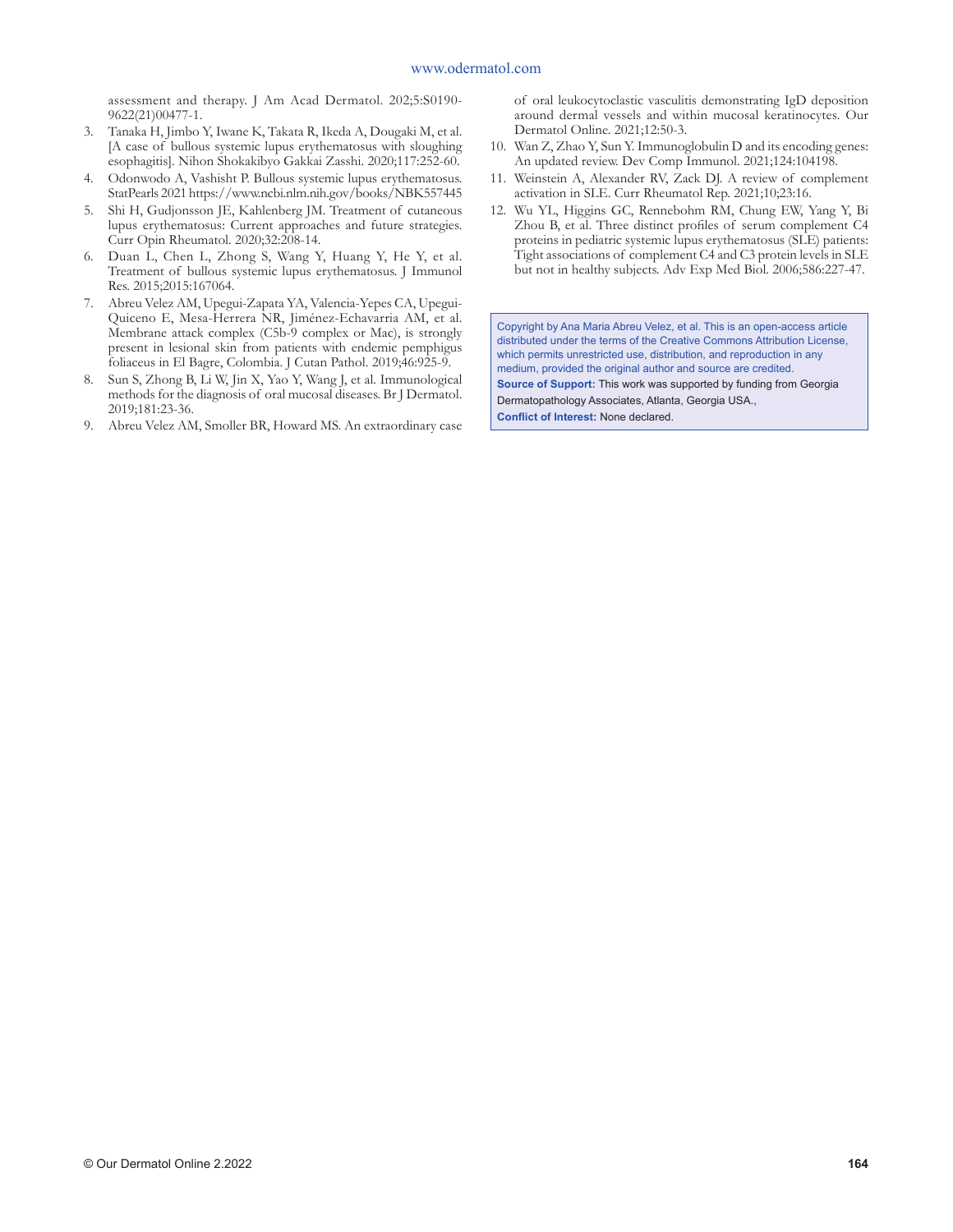assessment and therapy. J Am Acad Dermatol. 202;5:S0190-9622(21)00477-1.

3. Tanaka H, Jimbo Y, Iwane K, Takata R, Ikeda A, Dougaki M, et al. [A case of bullous systemic lupus erythematosus with sloughing esophagitis]. Nihon Shokakibyo Gakkai Zasshi. 2020;117:252-60.
4. Odonwodo A, Vashisht P. Bullous systemic lupus erythematosus. StatPearls 2021 https://www.ncbi.nlm.nih.gov/books/NBK557445
5. Shi H, Gudjonsson JE, Kahlenberg JM. Treatment of cutaneous lupus erythematosus: Current approaches and future strategies. Curr Opin Rheumatol. 2020;32:208-14.
6. Duan L, Chen L, Zhong S, Wang Y, Huang Y, He Y, et al. Treatment of bullous systemic lupus erythematosus. J Immunol Res. 2015;2015:167064.
7. Abreu Velez AM, Upegui-Zapata YA, Valencia-Yepes CA, Upegui-Quiceno E, Mesa-Herrera NR, Jiménez-Echavarria AM, et al. Membrane attack complex (C5b-9 complex or Mac), is strongly present in lesional skin from patients with endemic pemphigus foliaceus in El Bagre, Colombia. J Cutan Pathol. 2019;46:925-9.
8. Sun S, Zhong B, Li W, Jin X, Yao Y, Wang J, et al. Immunological methods for the diagnosis of oral mucosal diseases. Br J Dermatol. 2019;181:23-36.
9. Abreu Velez AM, Smoller BR, Howard MS. An extraordinary case of oral leukocytoclastic vasculitis demonstrating IgD deposition around dermal vessels and within mucosal keratinocytes. Our Dermatol Online. 2021;12:50-3.
10. Wan Z, Zhao Y, Sun Y. Immunoglobulin D and its encoding genes: An updated review. Dev Comp Immunol. 2021;124:104198.
11. Weinstein A, Alexander RV, Zack DJ. A review of complement activation in SLE. Curr Rheumatol Rep. 2021;10;23:16.
12. Wu YL, Higgins GC, Rennebohm RM, Chung EW, Yang Y, Bi Zhou B, et al. Three distinct profiles of serum complement C4 proteins in pediatric systemic lupus erythematosus (SLE) patients: Tight associations of complement C4 and C3 protein levels in SLE but not in healthy subjects. Adv Exp Med Biol. 2006;586:227-47.

Copyright by Ana Maria Abreu Velez, et al. This is an open-access article distributed under the terms of the Creative Commons Attribution License, which permits unrestricted use, distribution, and reproduction in any medium, provided the original author and source are credited.

**Source of Support:** This work was supported by funding from Georgia Dermatopathology Associates, Atlanta, Georgia USA.,

**Conflict of Interest:** None declared.